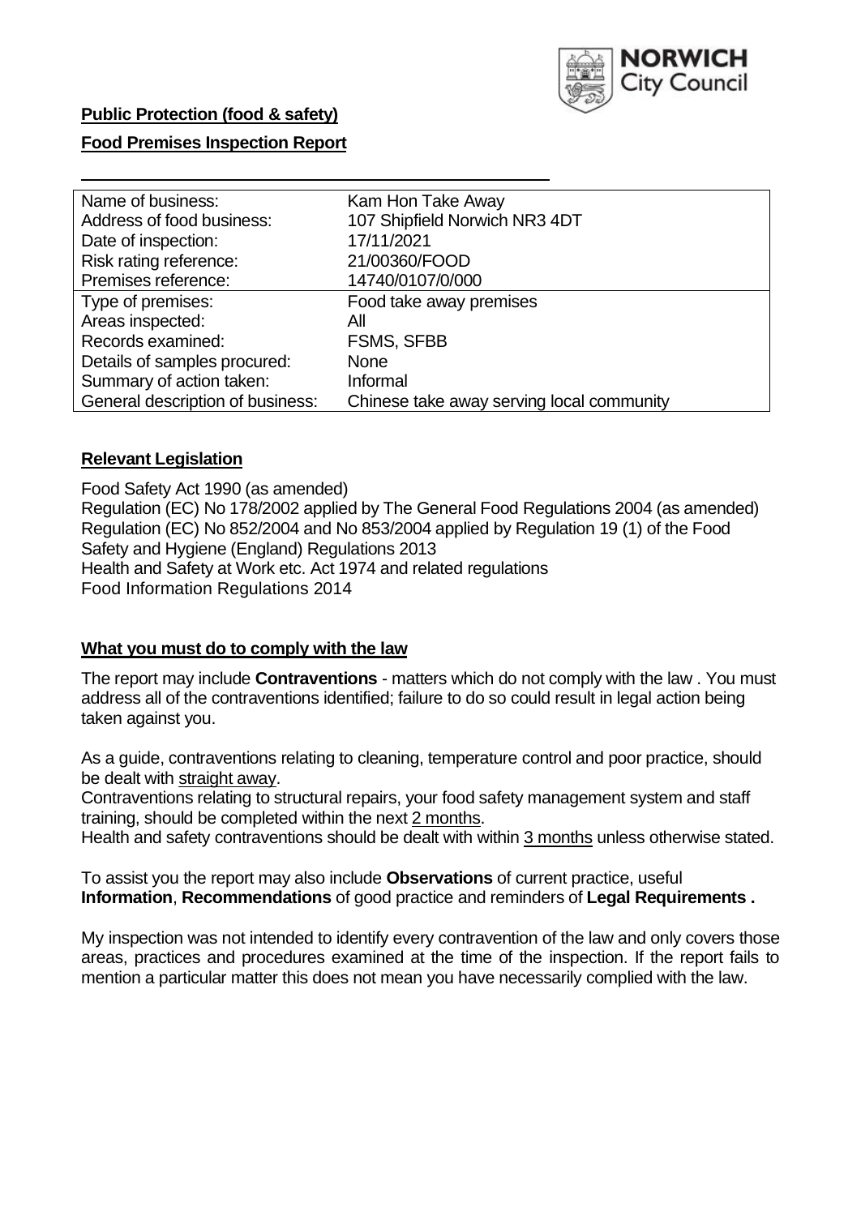**Public Protection (food & safety)**

**Food Premises Inspection Report**

| | |
|---|---|
| Name of business: | Kam Hon Take Away |
| Address of food business: | 107 Shipfield Norwich NR3 4DT |
| Date of inspection: | 17/11/2021 |
| Risk rating reference: | 21/00360/FOOD |
| Premises reference: | 14740/0107/0/000 |
| Type of premises: | Food take away premises |
| Areas inspected: | All |
| Records examined: | FSMS, SFBB |
| Details of samples procured: | None |
| Summary of action taken: | Informal |
| General description of business: | Chinese take away serving local community |

## Relevant Legislation

Food Safety Act 1990 (as amended)
Regulation (EC) No 178/2002 applied by The General Food Regulations 2004 (as amended)
Regulation (EC) No 852/2004 and No 853/2004 applied by Regulation 19 (1) of the Food Safety and Hygiene (England) Regulations 2013
Health and Safety at Work etc. Act 1974 and related regulations
Food Information Regulations 2014

## What you must do to comply with the law

The report may include **Contraventions** - matters which do not comply with the law . You must address all of the contraventions identified; failure to do so could result in legal action being taken against you.

As a guide, contraventions relating to cleaning, temperature control and poor practice, should be dealt with straight away.

Contraventions relating to structural repairs, your food safety management system and staff training, should be completed within the next 2 months.

Health and safety contraventions should be dealt with within 3 months unless otherwise stated.

To assist you the report may also include **Observations** of current practice, useful **Information**, **Recommendations** of good practice and reminders of **Legal Requirements .**

My inspection was not intended to identify every contravention of the law and only covers those areas, practices and procedures examined at the time of the inspection. If the report fails to mention a particular matter this does not mean you have necessarily complied with the law.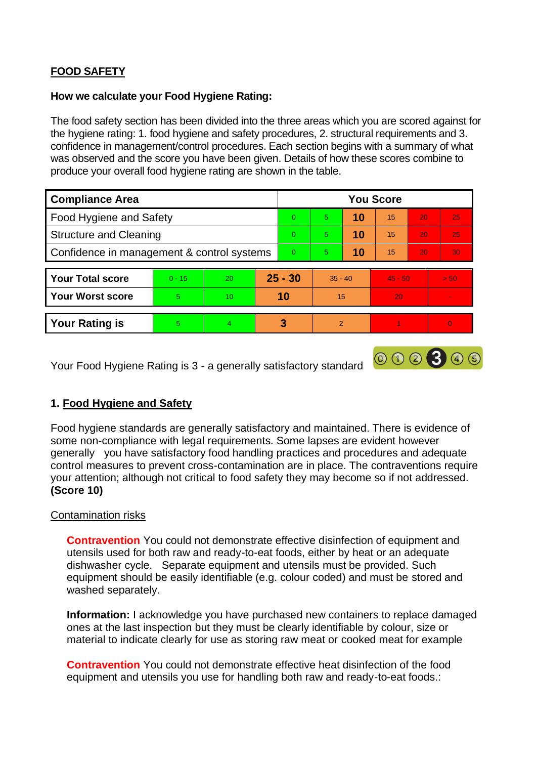## FOOD SAFETY

**How we calculate your Food Hygiene Rating:**

The food safety section has been divided into the three areas which you are scored against for the hygiene rating: 1. food hygiene and safety procedures, 2. structural requirements and 3. confidence in management/control procedures. Each section begins with a summary of what was observed and the score you have been given. Details of how these scores combine to produce your overall food hygiene rating are shown in the table.

| Compliance Area | You Score | | | | | |
|---|---|---|---|---|---|---|
| Food Hygiene and Safety | 0 | 5 | **10** | 15 | 20 | 25 |
| Structure and Cleaning | 0 | 5 | **10** | 15 | 20 | 25 |
| Confidence in management & control systems | 0 | 5 | **10** | 15 | 20 | 30 |

| | | | | | | |
|---|---|---|---|---|---|---|
| **Your Total score** | 0 - 15 | 20 | **25 - 30** | 35 - 40 | 45 - 50 | > 50 |
| **Your Worst score** | 5 | 10 | **10** | 15 | 20 | - |

| | | | | | | |
|---|---|---|---|---|---|---|
| **Your Rating is** | 5 | 4 | **3** | 2 | 1 | 0 |

Your Food Hygiene Rating is 3 - a generally satisfactory standard

### 1. Food Hygiene and Safety

Food hygiene standards are generally satisfactory and maintained. There is evidence of some non-compliance with legal requirements. Some lapses are evident however generally you have satisfactory food handling practices and procedures and adequate control measures to prevent cross-contamination are in place. The contraventions require your attention; although not critical to food safety they may become so if not addressed. **(Score 10)**

Contamination risks

**Contravention** You could not demonstrate effective disinfection of equipment and utensils used for both raw and ready-to-eat foods, either by heat or an adequate dishwasher cycle. Separate equipment and utensils must be provided. Such equipment should be easily identifiable (e.g. colour coded) and must be stored and washed separately.

**Information:** I acknowledge you have purchased new containers to replace damaged ones at the last inspection but they must be clearly identifiable by colour, size or material to indicate clearly for use as storing raw meat or cooked meat for example

**Contravention** You could not demonstrate effective heat disinfection of the food equipment and utensils you use for handling both raw and ready-to-eat foods.: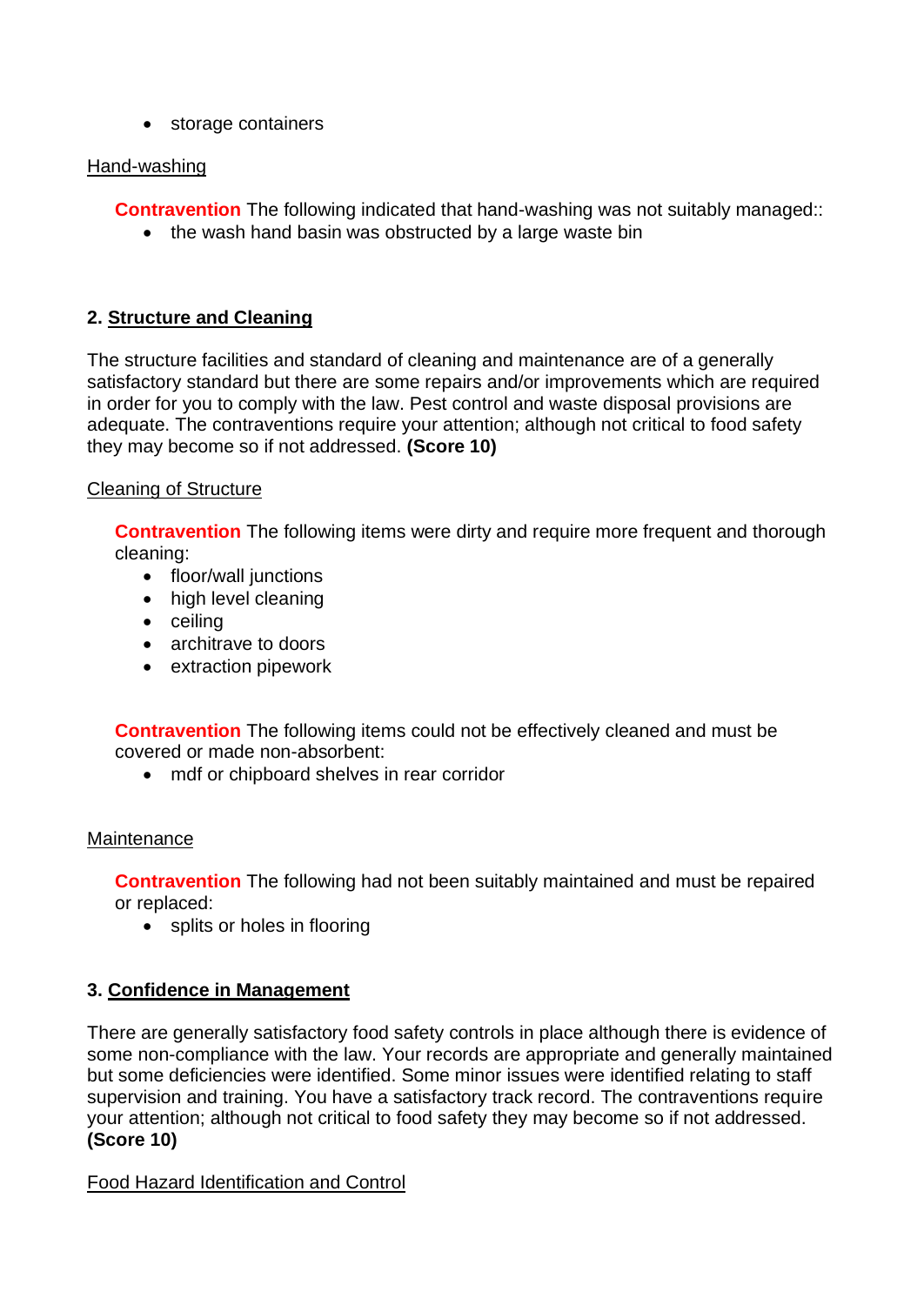- storage containers

Hand-washing

**Contravention** The following indicated that hand-washing was not suitably managed::

- the wash hand basin was obstructed by a large waste bin

## 2. Structure and Cleaning

The structure facilities and standard of cleaning and maintenance are of a generally satisfactory standard but there are some repairs and/or improvements which are required in order for you to comply with the law. Pest control and waste disposal provisions are adequate. The contraventions require your attention; although not critical to food safety they may become so if not addressed. **(Score 10)**

Cleaning of Structure

**Contravention** The following items were dirty and require more frequent and thorough cleaning:

- floor/wall junctions
- high level cleaning
- ceiling
- architrave to doors
- extraction pipework

**Contravention** The following items could not be effectively cleaned and must be covered or made non-absorbent:

- mdf or chipboard shelves in rear corridor

Maintenance

**Contravention** The following had not been suitably maintained and must be repaired or replaced:

- splits or holes in flooring

## 3. Confidence in Management

There are generally satisfactory food safety controls in place although there is evidence of some non-compliance with the law. Your records are appropriate and generally maintained but some deficiencies were identified. Some minor issues were identified relating to staff supervision and training. You have a satisfactory track record. The contraventions require your attention; although not critical to food safety they may become so if not addressed. **(Score 10)**

Food Hazard Identification and Control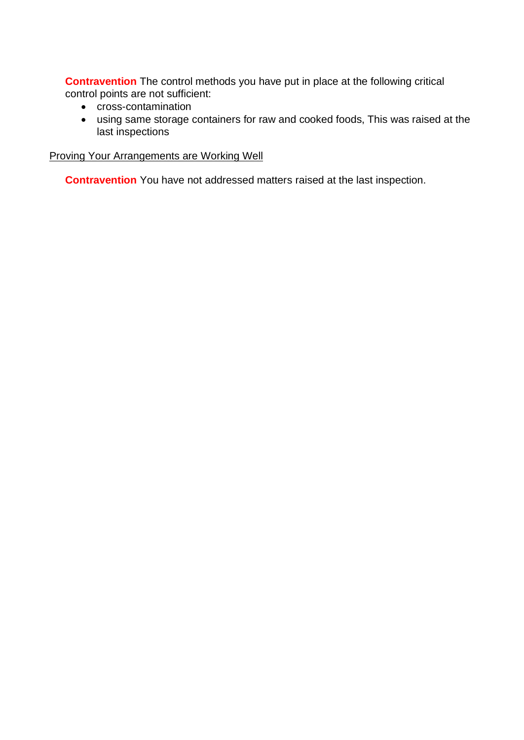**Contravention** The control methods you have put in place at the following critical control points are not sufficient:

- cross-contamination
- using same storage containers for raw and cooked foods, This was raised at the last inspections

Proving Your Arrangements are Working Well

**Contravention** You have not addressed matters raised at the last inspection.